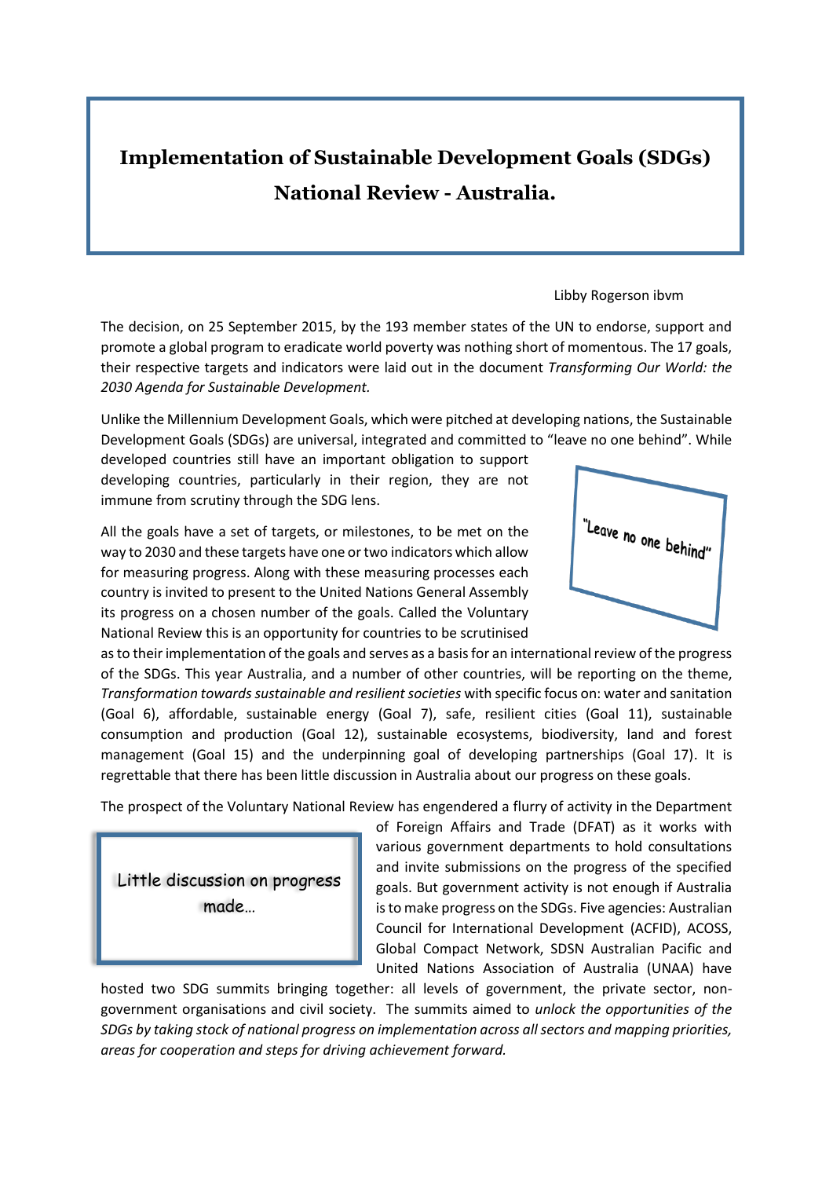# Implementation of Sustainable Development Goals (SDGs) National Review - Australia.

Libby Rogerson ibvm

The decision, on 25 September 2015, by the 193 member states of the UN to endorse, support and promote a global program to eradicate world poverty was nothing short of momentous. The 17 goals, their respective targets and indicators were laid out in the document *Transforming Our World: the 2030 Agenda for Sustainable Development.*

Unlike the Millennium Development Goals, which were pitched at developing nations, the Sustainable Development Goals (SDGs) are universal, integrated and committed to "leave no one behind". While developed countries still have an important obligation to support developing countries, particularly in their region, they are not immune from scrutiny through the SDG lens.

> "Leave no one behind"

All the goals have a set of targets, or milestones, to be met on the way to 2030 and these targets have one or two indicators which allow for measuring progress. Along with these measuring processes each country is invited to present to the United Nations General Assembly its progress on a chosen number of the goals. Called the Voluntary National Review this is an opportunity for countries to be scrutinised as to their implementation of the goals and serves as a basis for an international review of the progress of the SDGs. This year Australia, and a number of other countries, will be reporting on the theme, *Transformation towards sustainable and resilient societies* with specific focus on: water and sanitation (Goal 6), affordable, sustainable energy (Goal 7), safe, resilient cities (Goal 11), sustainable consumption and production (Goal 12), sustainable ecosystems, biodiversity, land and forest management (Goal 15) and the underpinning goal of developing partnerships (Goal 17). It is regrettable that there has been little discussion in Australia about our progress on these goals.

> Little discussion on progress made…

The prospect of the Voluntary National Review has engendered a flurry of activity in the Department of Foreign Affairs and Trade (DFAT) as it works with various government departments to hold consultations and invite submissions on the progress of the specified goals. But government activity is not enough if Australia is to make progress on the SDGs. Five agencies: Australian Council for International Development (ACFID), ACOSS, Global Compact Network, SDSN Australian Pacific and United Nations Association of Australia (UNAA) have hosted two SDG summits bringing together: all levels of government, the private sector, non-government organisations and civil society. The summits aimed to *unlock the opportunities of the SDGs by taking stock of national progress on implementation across all sectors and mapping priorities, areas for cooperation and steps for driving achievement forward.*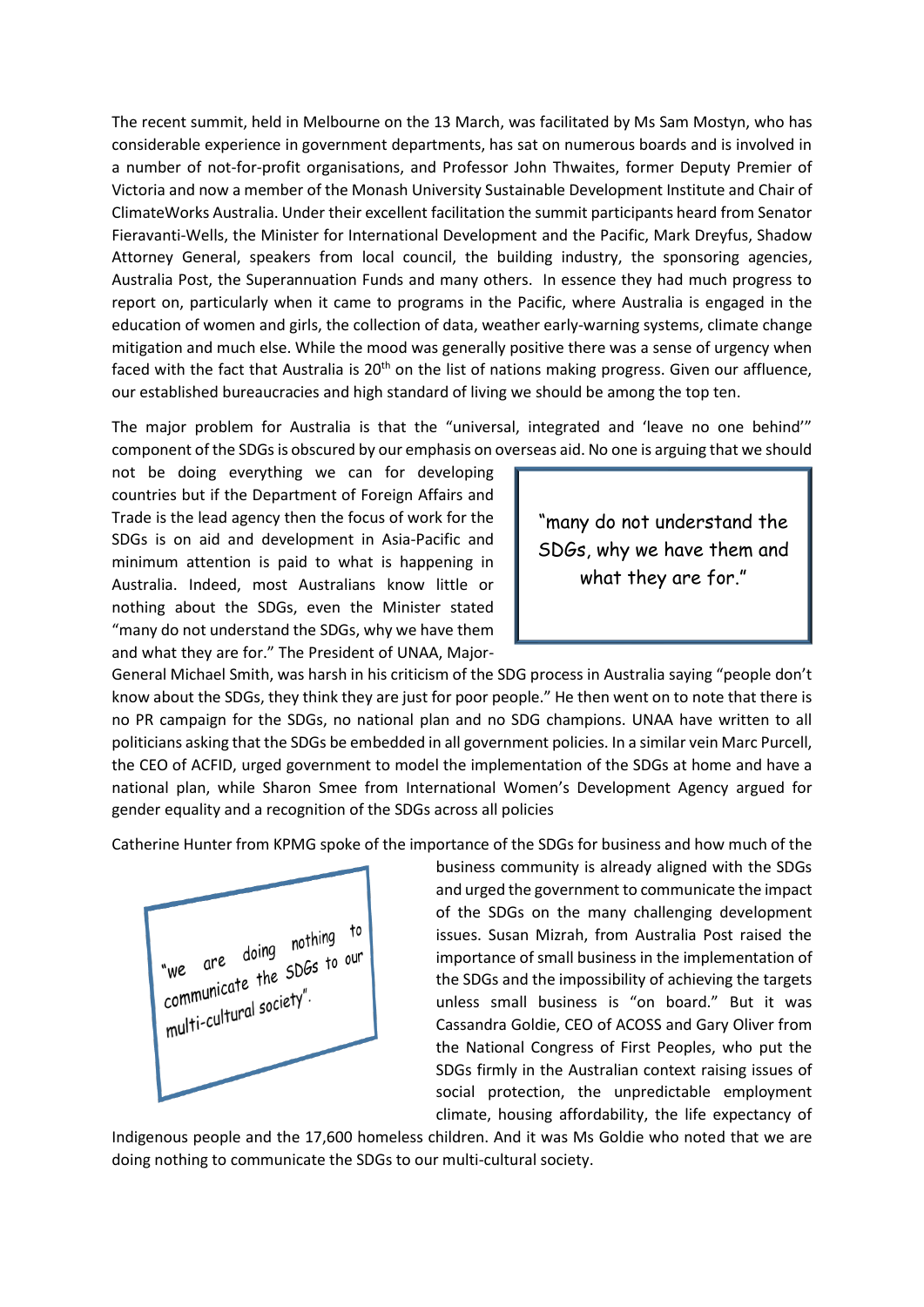The recent summit, held in Melbourne on the 13 March, was facilitated by Ms Sam Mostyn, who has considerable experience in government departments, has sat on numerous boards and is involved in a number of not-for-profit organisations, and Professor John Thwaites, former Deputy Premier of Victoria and now a member of the Monash University Sustainable Development Institute and Chair of ClimateWorks Australia. Under their excellent facilitation the summit participants heard from Senator Fieravanti-Wells, the Minister for International Development and the Pacific, Mark Dreyfus, Shadow Attorney General, speakers from local council, the building industry, the sponsoring agencies, Australia Post, the Superannuation Funds and many others. In essence they had much progress to report on, particularly when it came to programs in the Pacific, where Australia is engaged in the education of women and girls, the collection of data, weather early-warning systems, climate change mitigation and much else. While the mood was generally positive there was a sense of urgency when faced with the fact that Australia is 20th on the list of nations making progress. Given our affluence, our established bureaucracies and high standard of living we should be among the top ten.

The major problem for Australia is that the "universal, integrated and 'leave no one behind'" component of the SDGs is obscured by our emphasis on overseas aid. No one is arguing that we should not be doing everything we can for developing countries but if the Department of Foreign Affairs and Trade is the lead agency then the focus of work for the SDGs is on aid and development in Asia-Pacific and minimum attention is paid to what is happening in Australia. Indeed, most Australians know little or nothing about the SDGs, even the Minister stated "many do not understand the SDGs, why we have them and what they are for." The President of UNAA, Major-General Michael Smith, was harsh in his criticism of the SDG process in Australia saying "people don't know about the SDGs, they think they are just for poor people." He then went on to note that there is no PR campaign for the SDGs, no national plan and no SDG champions. UNAA have written to all politicians asking that the SDGs be embedded in all government policies. In a similar vein Marc Purcell, the CEO of ACFID, urged government to model the implementation of the SDGs at home and have a national plan, while Sharon Smee from International Women's Development Agency argued for gender equality and a recognition of the SDGs across all policies

> "many do not understand the SDGs, why we have them and what they are for."

Catherine Hunter from KPMG spoke of the importance of the SDGs for business and how much of the business community is already aligned with the SDGs and urged the government to communicate the impact of the SDGs on the many challenging development issues. Susan Mizrah, from Australia Post raised the importance of small business in the implementation of the SDGs and the impossibility of achieving the targets unless small business is "on board." But it was Cassandra Goldie, CEO of ACOSS and Gary Oliver from the National Congress of First Peoples, who put the SDGs firmly in the Australian context raising issues of social protection, the unpredictable employment climate, housing affordability, the life expectancy of Indigenous people and the 17,600 homeless children. And it was Ms Goldie who noted that we are doing nothing to communicate the SDGs to our multi-cultural society.

> "we are doing nothing to communicate the SDGs to our multi-cultural society".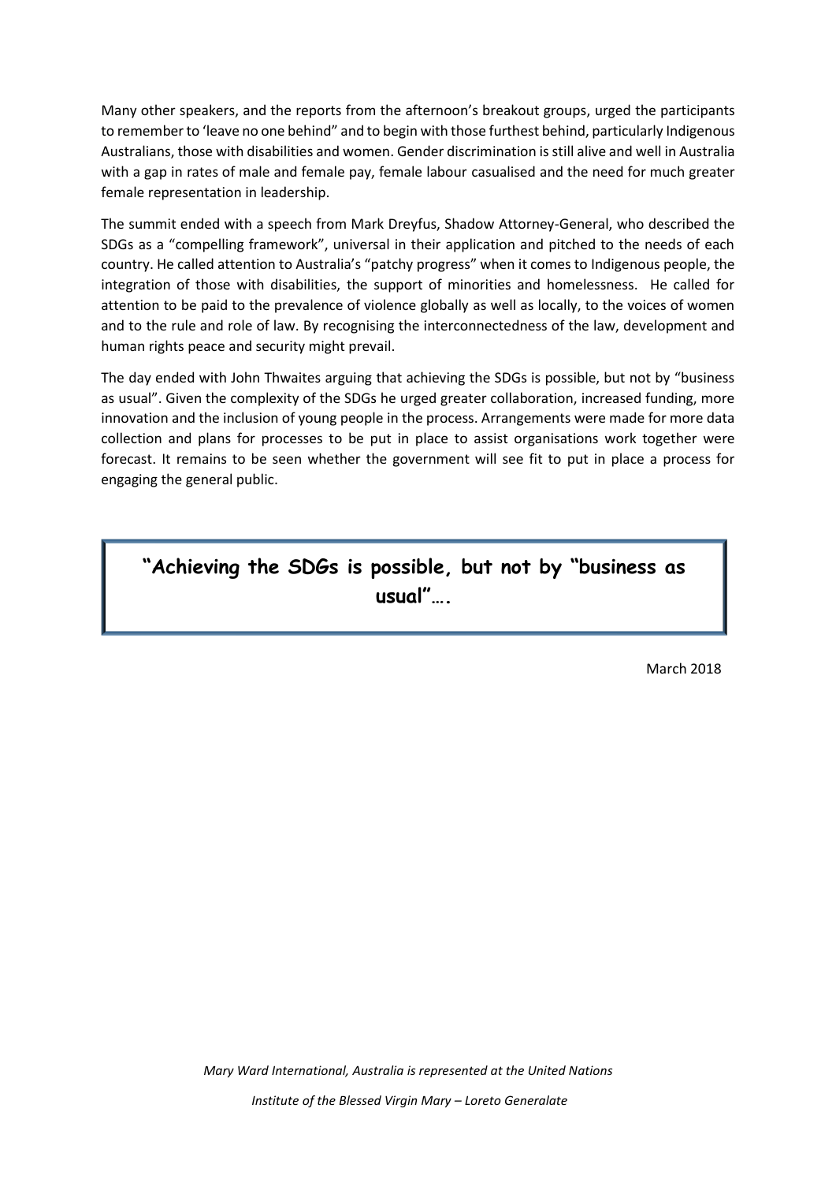Many other speakers, and the reports from the afternoon's breakout groups, urged the participants to remember to 'leave no one behind" and to begin with those furthest behind, particularly Indigenous Australians, those with disabilities and women. Gender discrimination is still alive and well in Australia with a gap in rates of male and female pay, female labour casualised and the need for much greater female representation in leadership.

The summit ended with a speech from Mark Dreyfus, Shadow Attorney-General, who described the SDGs as a "compelling framework", universal in their application and pitched to the needs of each country. He called attention to Australia's "patchy progress" when it comes to Indigenous people, the integration of those with disabilities, the support of minorities and homelessness. He called for attention to be paid to the prevalence of violence globally as well as locally, to the voices of women and to the rule and role of law. By recognising the interconnectedness of the law, development and human rights peace and security might prevail.

The day ended with John Thwaites arguing that achieving the SDGs is possible, but not by "business as usual". Given the complexity of the SDGs he urged greater collaboration, increased funding, more innovation and the inclusion of young people in the process. Arrangements were made for more data collection and plans for processes to be put in place to assist organisations work together were forecast. It remains to be seen whether the government will see fit to put in place a process for engaging the general public.

**"Achieving the SDGs is possible, but not by "business as usual"….**

March 2018

*Mary Ward International, Australia is represented at the United Nations*

*Institute of the Blessed Virgin Mary – Loreto Generalate*